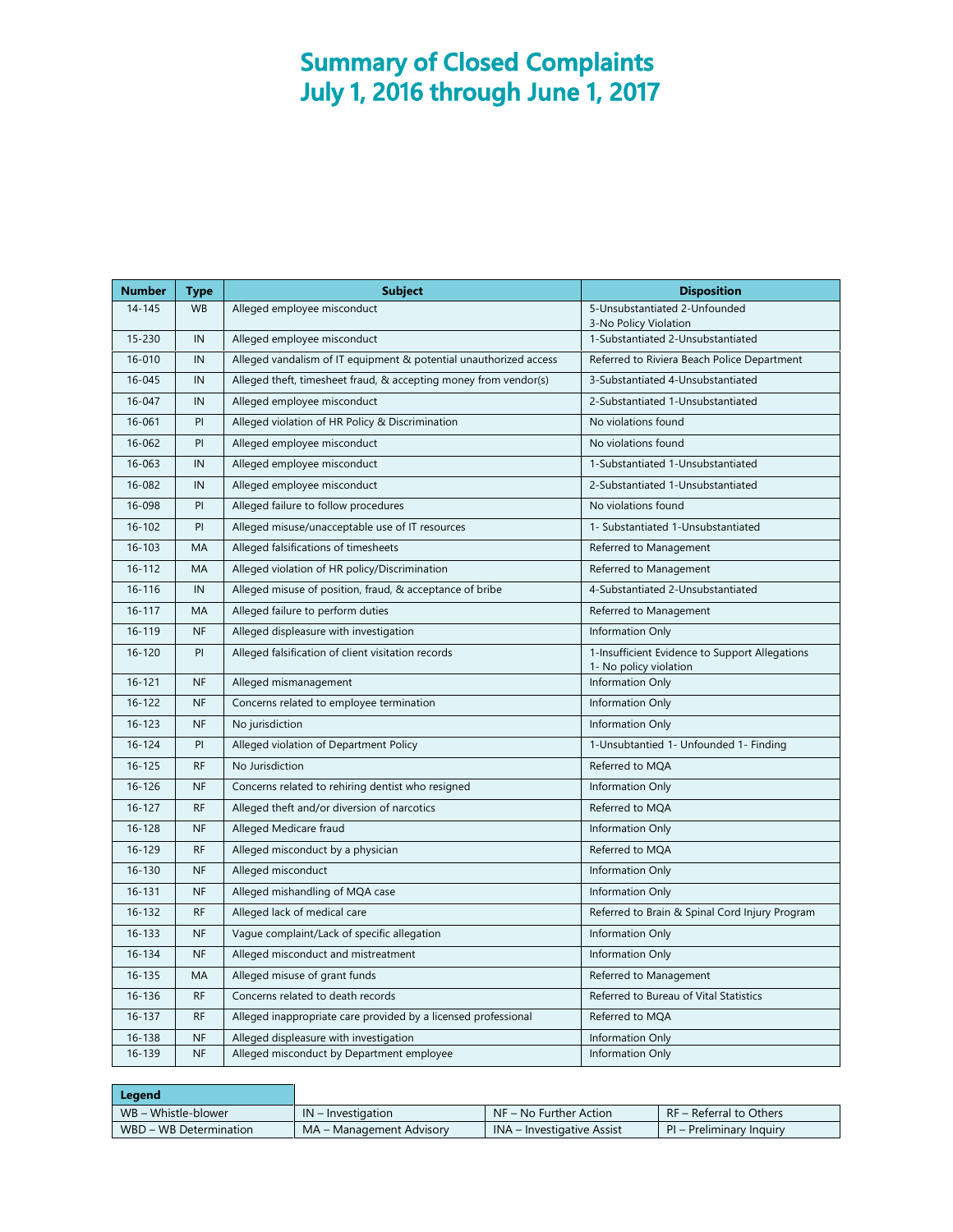# Summary of Closed Complaints
# July 1, 2016 through June 1, 2017

| Number | Type | Subject | Disposition |
|---|---|---|---|
| 14-145 | WB | Alleged employee misconduct | 5-Unsubstantiated 2-Unfounded 3-No Policy Violation |
| 15-230 | IN | Alleged employee misconduct | 1-Substantiated 2-Unsubstantiated |
| 16-010 | IN | Alleged vandalism of IT equipment & potential unauthorized access | Referred to Riviera Beach Police Department |
| 16-045 | IN | Alleged theft, timesheet fraud, & accepting money from vendor(s) | 3-Substantiated 4-Unsubstantiated |
| 16-047 | IN | Alleged employee misconduct | 2-Substantiated 1-Unsubstantiated |
| 16-061 | PI | Alleged violation of HR Policy & Discrimination | No violations found |
| 16-062 | PI | Alleged employee misconduct | No violations found |
| 16-063 | IN | Alleged employee misconduct | 1-Substantiated 1-Unsubstantiated |
| 16-082 | IN | Alleged employee misconduct | 2-Substantiated 1-Unsubstantiated |
| 16-098 | PI | Alleged failure to follow procedures | No violations found |
| 16-102 | PI | Alleged misuse/unacceptable use of IT resources | 1- Substantiated 1-Unsubstantiated |
| 16-103 | MA | Alleged falsifications of timesheets | Referred to Management |
| 16-112 | MA | Alleged violation of HR policy/Discrimination | Referred to Management |
| 16-116 | IN | Alleged misuse of position, fraud, & acceptance of bribe | 4-Substantiated 2-Unsubstantiated |
| 16-117 | MA | Alleged failure to perform duties | Referred to Management |
| 16-119 | NF | Alleged displeasure with investigation | Information Only |
| 16-120 | PI | Alleged falsification of client visitation records | 1-Insufficient Evidence to Support Allegations 1- No policy violation |
| 16-121 | NF | Alleged mismanagement | Information Only |
| 16-122 | NF | Concerns related to employee termination | Information Only |
| 16-123 | NF | No jurisdiction | Information Only |
| 16-124 | PI | Alleged violation of Department Policy | 1-Unsubtantied 1- Unfounded 1- Finding |
| 16-125 | RF | No Jurisdiction | Referred to MQA |
| 16-126 | NF | Concerns related to rehiring dentist who resigned | Information Only |
| 16-127 | RF | Alleged theft and/or diversion of narcotics | Referred to MQA |
| 16-128 | NF | Alleged Medicare fraud | Information Only |
| 16-129 | RF | Alleged misconduct by a physician | Referred to MQA |
| 16-130 | NF | Alleged misconduct | Information Only |
| 16-131 | NF | Alleged mishandling of MQA case | Information Only |
| 16-132 | RF | Alleged lack of medical care | Referred to Brain & Spinal Cord Injury Program |
| 16-133 | NF | Vague complaint/Lack of specific allegation | Information Only |
| 16-134 | NF | Alleged misconduct and mistreatment | Information Only |
| 16-135 | MA | Alleged misuse of grant funds | Referred to Management |
| 16-136 | RF | Concerns related to death records | Referred to Bureau of Vital Statistics |
| 16-137 | RF | Alleged inappropriate care provided by a licensed professional | Referred to MQA |
| 16-138 | NF | Alleged displeasure with investigation | Information Only |
| 16-139 | NF | Alleged misconduct by Department employee | Information Only |

| Legend | | | |
|---|---|---|---|
| WB – Whistle-blower | IN – Investigation | NF – No Further Action | RF – Referral to Others |
| WBD – WB Determination | MA – Management Advisory | INA – Investigative Assist | PI – Preliminary Inquiry |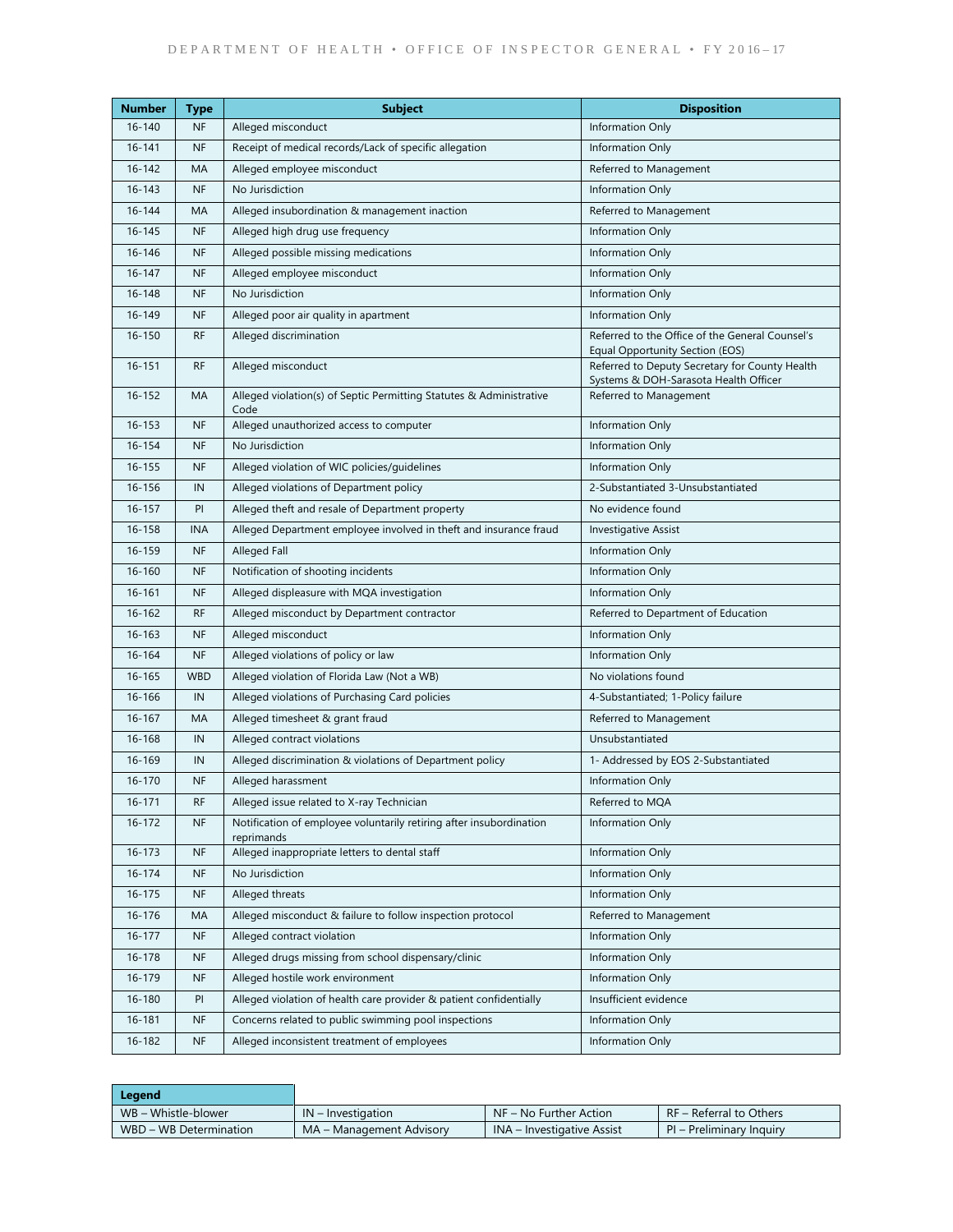| Number | Type | Subject | Disposition |
|---|---|---|---|
| 16-140 | NF | Alleged misconduct | Information Only |
| 16-141 | NF | Receipt of medical records/Lack of specific allegation | Information Only |
| 16-142 | MA | Alleged employee misconduct | Referred to Management |
| 16-143 | NF | No Jurisdiction | Information Only |
| 16-144 | MA | Alleged insubordination & management inaction | Referred to Management |
| 16-145 | NF | Alleged high drug use frequency | Information Only |
| 16-146 | NF | Alleged possible missing medications | Information Only |
| 16-147 | NF | Alleged employee misconduct | Information Only |
| 16-148 | NF | No Jurisdiction | Information Only |
| 16-149 | NF | Alleged poor air quality in apartment | Information Only |
| 16-150 | RF | Alleged discrimination | Referred to the Office of the General Counsel's Equal Opportunity Section (EOS) |
| 16-151 | RF | Alleged misconduct | Referred to Deputy Secretary for County Health Systems & DOH-Sarasota Health Officer |
| 16-152 | MA | Alleged violation(s) of Septic Permitting Statutes & Administrative Code | Referred to Management |
| 16-153 | NF | Alleged unauthorized access to computer | Information Only |
| 16-154 | NF | No Jurisdiction | Information Only |
| 16-155 | NF | Alleged violation of WIC policies/guidelines | Information Only |
| 16-156 | IN | Alleged violations of Department policy | 2-Substantiated 3-Unsubstantiated |
| 16-157 | PI | Alleged theft and resale of Department property | No evidence found |
| 16-158 | INA | Alleged Department employee involved in theft and insurance fraud | Investigative Assist |
| 16-159 | NF | Alleged Fall | Information Only |
| 16-160 | NF | Notification of shooting incidents | Information Only |
| 16-161 | NF | Alleged displeasure with MQA investigation | Information Only |
| 16-162 | RF | Alleged misconduct by Department contractor | Referred to Department of Education |
| 16-163 | NF | Alleged misconduct | Information Only |
| 16-164 | NF | Alleged violations of policy or law | Information Only |
| 16-165 | WBD | Alleged violation of Florida Law (Not a WB) | No violations found |
| 16-166 | IN | Alleged violations of Purchasing Card policies | 4-Substantiated; 1-Policy failure |
| 16-167 | MA | Alleged timesheet & grant fraud | Referred to Management |
| 16-168 | IN | Alleged contract violations | Unsubstantiated |
| 16-169 | IN | Alleged discrimination & violations of Department policy | 1- Addressed by EOS 2-Substantiated |
| 16-170 | NF | Alleged harassment | Information Only |
| 16-171 | RF | Alleged issue related to X-ray Technician | Referred to MQA |
| 16-172 | NF | Notification of employee voluntarily retiring after insubordination reprimands | Information Only |
| 16-173 | NF | Alleged inappropriate letters to dental staff | Information Only |
| 16-174 | NF | No Jurisdiction | Information Only |
| 16-175 | NF | Alleged threats | Information Only |
| 16-176 | MA | Alleged misconduct & failure to follow inspection protocol | Referred to Management |
| 16-177 | NF | Alleged contract violation | Information Only |
| 16-178 | NF | Alleged drugs missing from school dispensary/clinic | Information Only |
| 16-179 | NF | Alleged hostile work environment | Information Only |
| 16-180 | PI | Alleged violation of health care provider & patient confidentially | Insufficient evidence |
| 16-181 | NF | Concerns related to public swimming pool inspections | Information Only |
| 16-182 | NF | Alleged inconsistent treatment of employees | Information Only |

| Legend | | | |
|---|---|---|---|
| WB – Whistle-blower | IN – Investigation | NF – No Further Action | RF – Referral to Others |
| WBD – WB Determination | MA – Management Advisory | INA – Investigative Assist | PI – Preliminary Inquiry |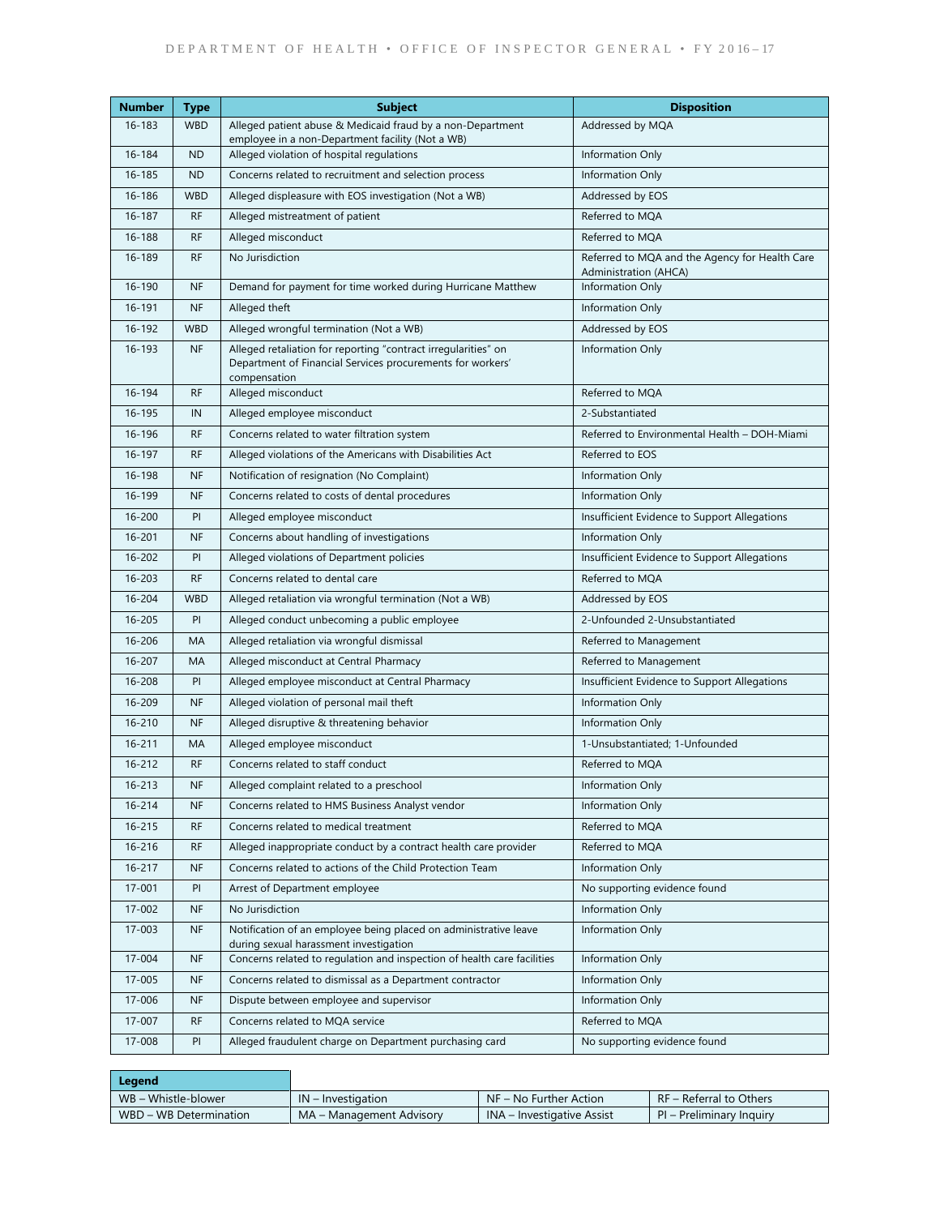| Number | Type | Subject | Disposition |
|---|---|---|---|
| 16-183 | WBD | Alleged patient abuse & Medicaid fraud by a non-Department employee in a non-Department facility (Not a WB) | Addressed by MQA |
| 16-184 | ND | Alleged violation of hospital regulations | Information Only |
| 16-185 | ND | Concerns related to recruitment and selection process | Information Only |
| 16-186 | WBD | Alleged displeasure with EOS investigation (Not a WB) | Addressed by EOS |
| 16-187 | RF | Alleged mistreatment of patient | Referred to MQA |
| 16-188 | RF | Alleged misconduct | Referred to MQA |
| 16-189 | RF | No Jurisdiction | Referred to MQA and the Agency for Health Care Administration (AHCA) |
| 16-190 | NF | Demand for payment for time worked during Hurricane Matthew | Information Only |
| 16-191 | NF | Alleged theft | Information Only |
| 16-192 | WBD | Alleged wrongful termination (Not a WB) | Addressed by EOS |
| 16-193 | NF | Alleged retaliation for reporting "contract irregularities" on Department of Financial Services procurements for workers' compensation | Information Only |
| 16-194 | RF | Alleged misconduct | Referred to MQA |
| 16-195 | IN | Alleged employee misconduct | 2-Substantiated |
| 16-196 | RF | Concerns related to water filtration system | Referred to Environmental Health – DOH-Miami |
| 16-197 | RF | Alleged violations of the Americans with Disabilities Act | Referred to EOS |
| 16-198 | NF | Notification of resignation (No Complaint) | Information Only |
| 16-199 | NF | Concerns related to costs of dental procedures | Information Only |
| 16-200 | PI | Alleged employee misconduct | Insufficient Evidence to Support Allegations |
| 16-201 | NF | Concerns about handling of investigations | Information Only |
| 16-202 | PI | Alleged violations of Department policies | Insufficient Evidence to Support Allegations |
| 16-203 | RF | Concerns related to dental care | Referred to MQA |
| 16-204 | WBD | Alleged retaliation via wrongful termination (Not a WB) | Addressed by EOS |
| 16-205 | PI | Alleged conduct unbecoming a public employee | 2-Unfounded 2-Unsubstantiated |
| 16-206 | MA | Alleged retaliation via wrongful dismissal | Referred to Management |
| 16-207 | MA | Alleged misconduct at Central Pharmacy | Referred to Management |
| 16-208 | PI | Alleged employee misconduct at Central Pharmacy | Insufficient Evidence to Support Allegations |
| 16-209 | NF | Alleged violation of personal mail theft | Information Only |
| 16-210 | NF | Alleged disruptive & threatening behavior | Information Only |
| 16-211 | MA | Alleged employee misconduct | 1-Unsubstantiated; 1-Unfounded |
| 16-212 | RF | Concerns related to staff conduct | Referred to MQA |
| 16-213 | NF | Alleged complaint related to a preschool | Information Only |
| 16-214 | NF | Concerns related to HMS Business Analyst vendor | Information Only |
| 16-215 | RF | Concerns related to medical treatment | Referred to MQA |
| 16-216 | RF | Alleged inappropriate conduct by a contract health care provider | Referred to MQA |
| 16-217 | NF | Concerns related to actions of the Child Protection Team | Information Only |
| 17-001 | PI | Arrest of Department employee | No supporting evidence found |
| 17-002 | NF | No Jurisdiction | Information Only |
| 17-003 | NF | Notification of an employee being placed on administrative leave during sexual harassment investigation | Information Only |
| 17-004 | NF | Concerns related to regulation and inspection of health care facilities | Information Only |
| 17-005 | NF | Concerns related to dismissal as a Department contractor | Information Only |
| 17-006 | NF | Dispute between employee and supervisor | Information Only |
| 17-007 | RF | Concerns related to MQA service | Referred to MQA |
| 17-008 | PI | Alleged fraudulent charge on Department purchasing card | No supporting evidence found |

| Legend | | | |
|---|---|---|---|
| WB – Whistle-blower | IN – Investigation | NF – No Further Action | RF – Referral to Others |
| WBD – WB Determination | MA – Management Advisory | INA – Investigative Assist | PI – Preliminary Inquiry |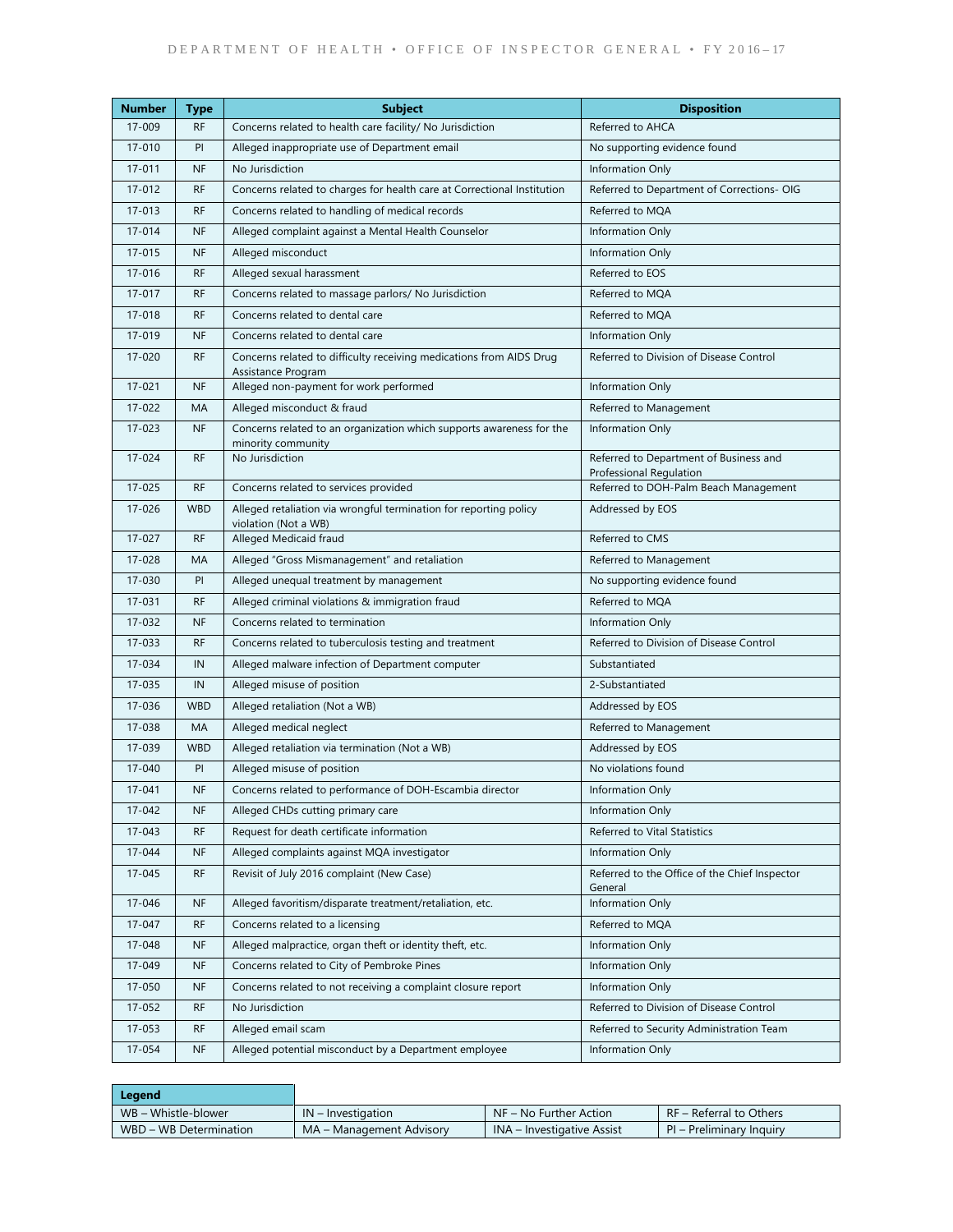| Number | Type | Subject | Disposition |
| --- | --- | --- | --- |
| 17-009 | RF | Concerns related to health care facility/ No Jurisdiction | Referred to AHCA |
| 17-010 | PI | Alleged inappropriate use of Department email | No supporting evidence found |
| 17-011 | NF | No Jurisdiction | Information Only |
| 17-012 | RF | Concerns related to charges for health care at Correctional Institution | Referred to Department of Corrections- OIG |
| 17-013 | RF | Concerns related to handling of medical records | Referred to MQA |
| 17-014 | NF | Alleged complaint against a Mental Health Counselor | Information Only |
| 17-015 | NF | Alleged misconduct | Information Only |
| 17-016 | RF | Alleged sexual harassment | Referred to EOS |
| 17-017 | RF | Concerns related to massage parlors/ No Jurisdiction | Referred to MQA |
| 17-018 | RF | Concerns related to dental care | Referred to MQA |
| 17-019 | NF | Concerns related to dental care | Information Only |
| 17-020 | RF | Concerns related to difficulty receiving medications from AIDS Drug Assistance Program | Referred to Division of Disease Control |
| 17-021 | NF | Alleged non-payment for work performed | Information Only |
| 17-022 | MA | Alleged misconduct & fraud | Referred to Management |
| 17-023 | NF | Concerns related to an organization which supports awareness for the minority community | Information Only |
| 17-024 | RF | No Jurisdiction | Referred to Department of Business and Professional Regulation |
| 17-025 | RF | Concerns related to services provided | Referred to DOH-Palm Beach Management |
| 17-026 | WBD | Alleged retaliation via wrongful termination for reporting policy violation (Not a WB) | Addressed by EOS |
| 17-027 | RF | Alleged Medicaid fraud | Referred to CMS |
| 17-028 | MA | Alleged "Gross Mismanagement" and retaliation | Referred to Management |
| 17-030 | PI | Alleged unequal treatment by management | No supporting evidence found |
| 17-031 | RF | Alleged criminal violations & immigration fraud | Referred to MQA |
| 17-032 | NF | Concerns related to termination | Information Only |
| 17-033 | RF | Concerns related to tuberculosis testing and treatment | Referred to Division of Disease Control |
| 17-034 | IN | Alleged malware infection of Department computer | Substantiated |
| 17-035 | IN | Alleged misuse of position | 2-Substantiated |
| 17-036 | WBD | Alleged retaliation (Not a WB) | Addressed by EOS |
| 17-038 | MA | Alleged medical neglect | Referred to Management |
| 17-039 | WBD | Alleged retaliation via termination (Not a WB) | Addressed by EOS |
| 17-040 | PI | Alleged misuse of position | No violations found |
| 17-041 | NF | Concerns related to performance of DOH-Escambia director | Information Only |
| 17-042 | NF | Alleged CHDs cutting primary care | Information Only |
| 17-043 | RF | Request for death certificate information | Referred to Vital Statistics |
| 17-044 | NF | Alleged complaints against MQA investigator | Information Only |
| 17-045 | RF | Revisit of July 2016 complaint (New Case) | Referred to the Office of the Chief Inspector General |
| 17-046 | NF | Alleged favoritism/disparate treatment/retaliation, etc. | Information Only |
| 17-047 | RF | Concerns related to a licensing | Referred to MQA |
| 17-048 | NF | Alleged malpractice, organ theft or identity theft, etc. | Information Only |
| 17-049 | NF | Concerns related to City of Pembroke Pines | Information Only |
| 17-050 | NF | Concerns related to not receiving a complaint closure report | Information Only |
| 17-052 | RF | No Jurisdiction | Referred to Division of Disease Control |
| 17-053 | RF | Alleged email scam | Referred to Security Administration Team |
| 17-054 | NF | Alleged potential misconduct by a Department employee | Information Only |

| Legend | | | |
| --- | --- | --- | --- |
| WB – Whistle-blower | IN – Investigation | NF – No Further Action | RF – Referral to Others |
| WBD – WB Determination | MA – Management Advisory | INA – Investigative Assist | PI – Preliminary Inquiry |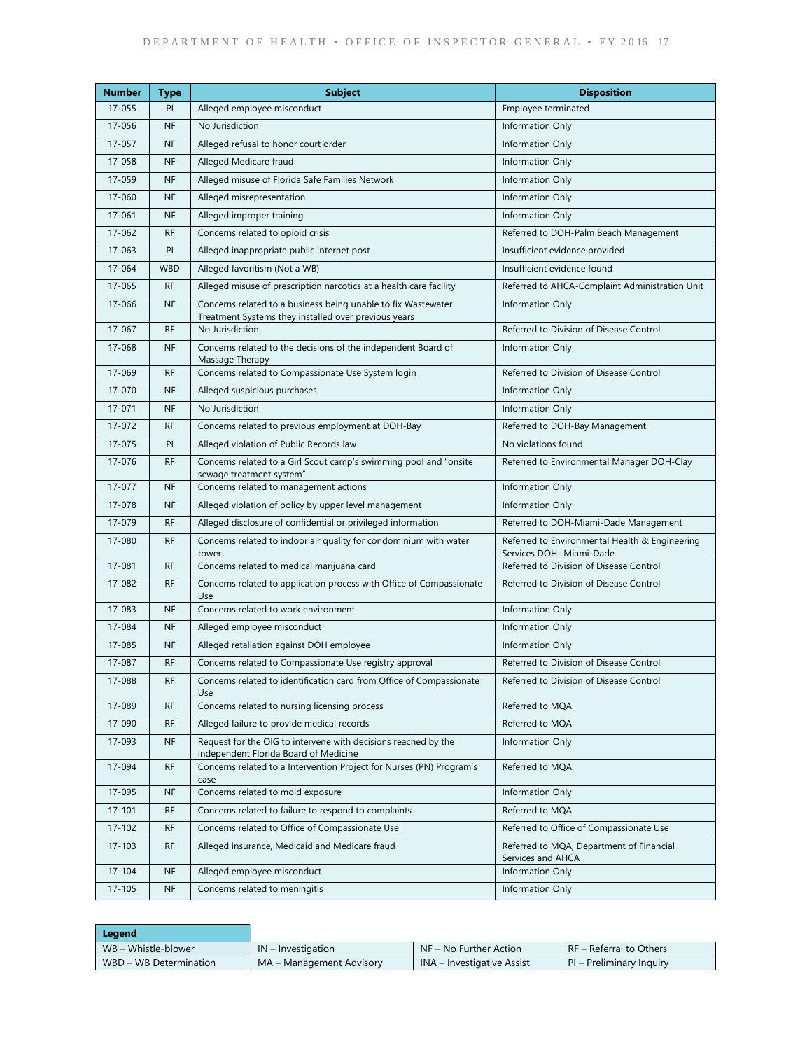| Number | Type | Subject | Disposition |
| --- | --- | --- | --- |
| 17-055 | PI | Alleged employee misconduct | Employee terminated |
| 17-056 | NF | No Jurisdiction | Information Only |
| 17-057 | NF | Alleged refusal to honor court order | Information Only |
| 17-058 | NF | Alleged Medicare fraud | Information Only |
| 17-059 | NF | Alleged misuse of Florida Safe Families Network | Information Only |
| 17-060 | NF | Alleged misrepresentation | Information Only |
| 17-061 | NF | Alleged improper training | Information Only |
| 17-062 | RF | Concerns related to opioid crisis | Referred to DOH-Palm Beach Management |
| 17-063 | PI | Alleged inappropriate public Internet post | Insufficient evidence provided |
| 17-064 | WBD | Alleged favoritism (Not a WB) | Insufficient evidence found |
| 17-065 | RF | Alleged misuse of prescription narcotics at a health care facility | Referred to AHCA-Complaint Administration Unit |
| 17-066 | NF | Concerns related to a business being unable to fix Wastewater Treatment Systems they installed over previous years | Information Only |
| 17-067 | RF | No Jurisdiction | Referred to Division of Disease Control |
| 17-068 | NF | Concerns related to the decisions of the independent Board of Massage Therapy | Information Only |
| 17-069 | RF | Concerns related to Compassionate Use System login | Referred to Division of Disease Control |
| 17-070 | NF | Alleged suspicious purchases | Information Only |
| 17-071 | NF | No Jurisdiction | Information Only |
| 17-072 | RF | Concerns related to previous employment at DOH-Bay | Referred to DOH-Bay Management |
| 17-075 | PI | Alleged violation of Public Records law | No violations found |
| 17-076 | RF | Concerns related to a Girl Scout camp's swimming pool and "onsite sewage treatment system" | Referred to Environmental Manager DOH-Clay |
| 17-077 | NF | Concerns related to management actions | Information Only |
| 17-078 | NF | Alleged violation of policy by upper level management | Information Only |
| 17-079 | RF | Alleged disclosure of confidential or privileged information | Referred to DOH-Miami-Dade Management |
| 17-080 | RF | Concerns related to indoor air quality for condominium with water tower | Referred to Environmental Health & Engineering Services DOH- Miami-Dade |
| 17-081 | RF | Concerns related to medical marijuana card | Referred to Division of Disease Control |
| 17-082 | RF | Concerns related to application process with Office of Compassionate Use | Referred to Division of Disease Control |
| 17-083 | NF | Concerns related to work environment | Information Only |
| 17-084 | NF | Alleged employee misconduct | Information Only |
| 17-085 | NF | Alleged retaliation against DOH employee | Information Only |
| 17-087 | RF | Concerns related to Compassionate Use registry approval | Referred to Division of Disease Control |
| 17-088 | RF | Concerns related to identification card from Office of Compassionate Use | Referred to Division of Disease Control |
| 17-089 | RF | Concerns related to nursing licensing process | Referred to MQA |
| 17-090 | RF | Alleged failure to provide medical records | Referred to MQA |
| 17-093 | NF | Request for the OIG to intervene with decisions reached by the independent Florida Board of Medicine | Information Only |
| 17-094 | RF | Concerns related to a Intervention Project for Nurses (PN) Program's case | Referred to MQA |
| 17-095 | NF | Concerns related to mold exposure | Information Only |
| 17-101 | RF | Concerns related to failure to respond to complaints | Referred to MQA |
| 17-102 | RF | Concerns related to Office of Compassionate Use | Referred to Office of Compassionate Use |
| 17-103 | RF | Alleged insurance, Medicaid and Medicare fraud | Referred to MQA, Department of Financial Services and AHCA |
| 17-104 | NF | Alleged employee misconduct | Information Only |
| 17-105 | NF | Concerns related to meningitis | Information Only |

| Legend | | | |
| --- | --- | --- | --- |
| WB – Whistle-blower | IN – Investigation | NF – No Further Action | RF – Referral to Others |
| WBD – WB Determination | MA – Management Advisory | INA – Investigative Assist | PI – Preliminary Inquiry |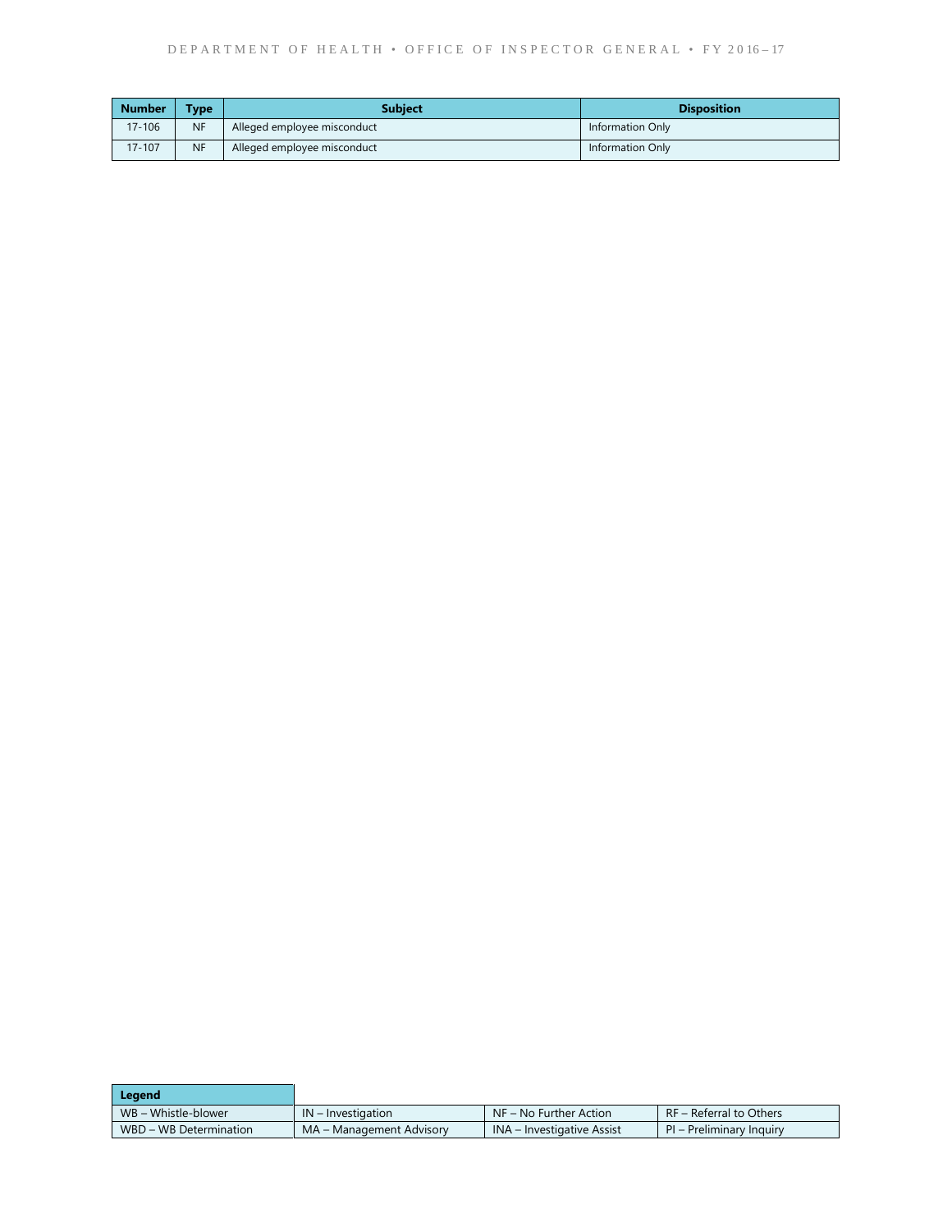| Number | Type | Subject | Disposition |
|---|---|---|---|
| 17-106 | NF | Alleged employee misconduct | Information Only |
| 17-107 | NF | Alleged employee misconduct | Information Only |

| Legend | | | |
|---|---|---|---|
| WB – Whistle-blower | IN – Investigation | NF – No Further Action | RF – Referral to Others |
| WBD – WB Determination | MA – Management Advisory | INA – Investigative Assist | PI – Preliminary Inquiry |